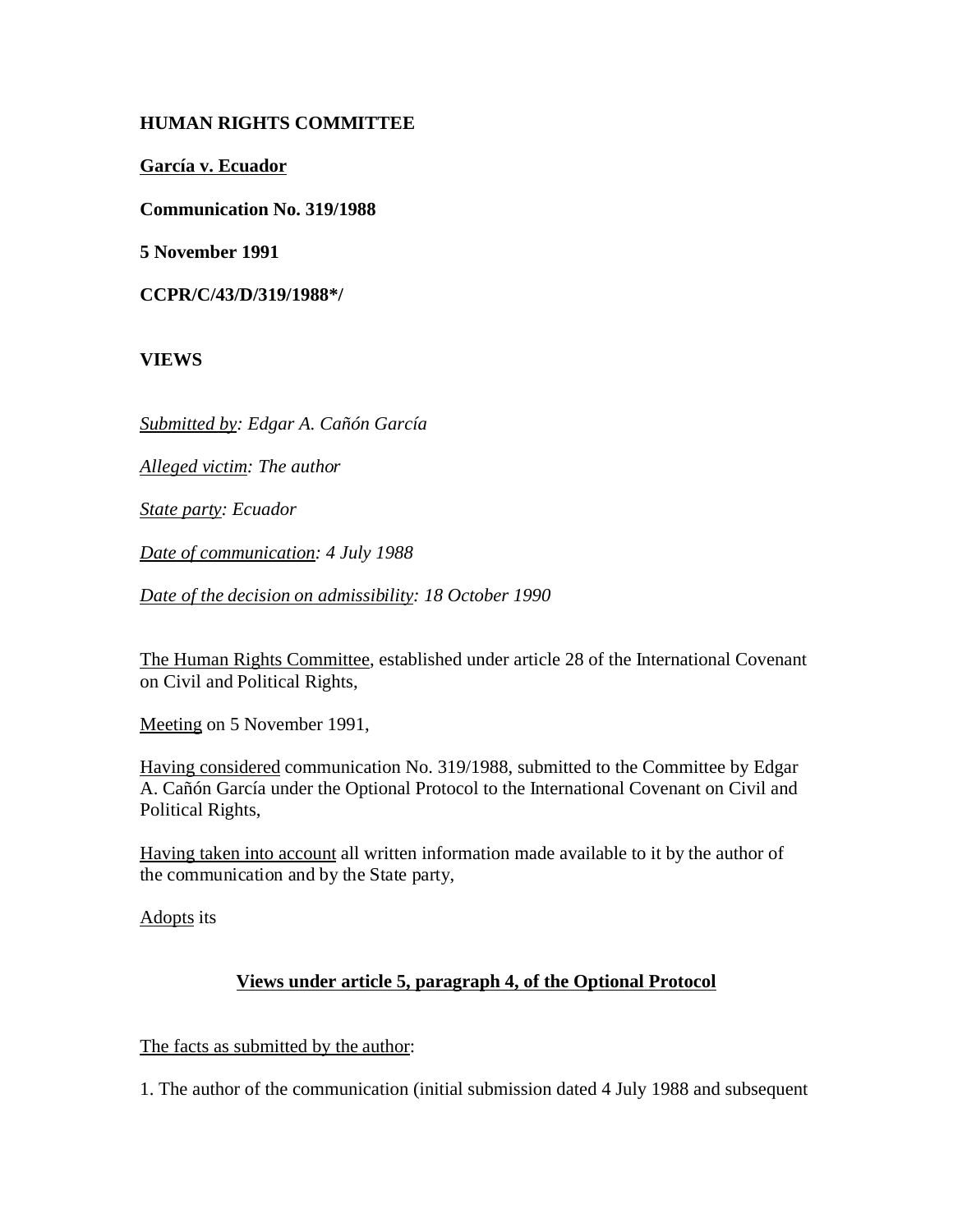**HUMAN RIGHTS COMMITTEE**

**García v. Ecuador**

**Communication No. 319/1988**

**5 November 1991**

**CCPR/C/43/D/319/1988*/**

**VIEWS**

*Submitted by: Edgar A. Cañón García*

*Alleged victim: The author*

*State party: Ecuador*

*Date of communication: 4 July 1988*

*Date of the decision on admissibility: 18 October 1990*

The Human Rights Committee, established under article 28 of the International Covenant on Civil and Political Rights,

Meeting on 5 November 1991,

Having considered communication No. 319/1988, submitted to the Committee by Edgar A. Cañón García under the Optional Protocol to the International Covenant on Civil and Political Rights,

Having taken into account all written information made available to it by the author of the communication and by the State party,

Adopts its

**Views under article 5, paragraph 4, of the Optional Protocol**

The facts as submitted by the author:

1. The author of the communication (initial submission dated 4 July 1988 and subsequent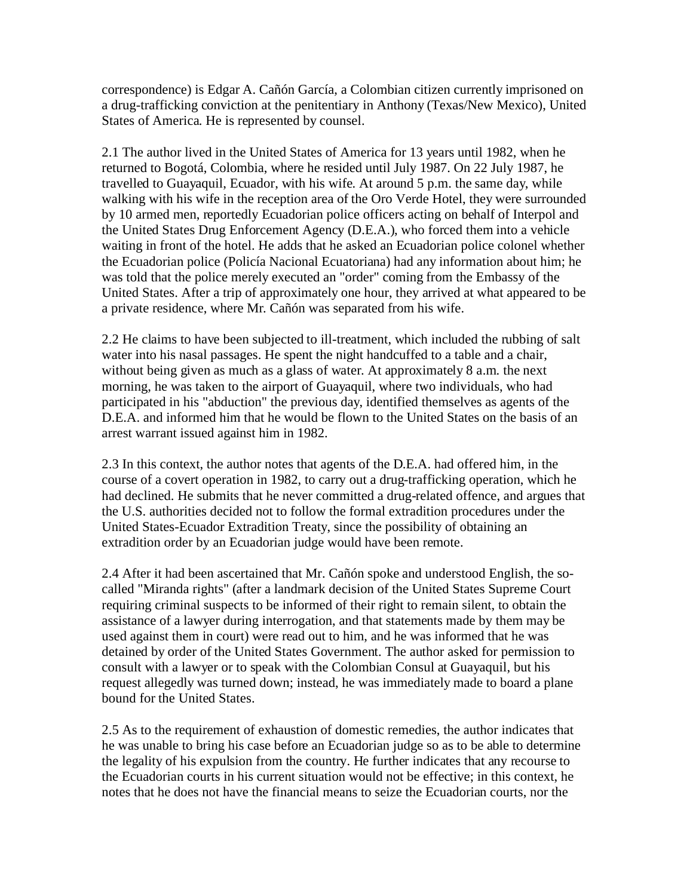correspondence) is Edgar A. Cañón García, a Colombian citizen currently imprisoned on a drug-trafficking conviction at the penitentiary in Anthony (Texas/New Mexico), United States of America. He is represented by counsel.

2.1 The author lived in the United States of America for 13 years until 1982, when he returned to Bogotá, Colombia, where he resided until July 1987. On 22 July 1987, he travelled to Guayaquil, Ecuador, with his wife. At around 5 p.m. the same day, while walking with his wife in the reception area of the Oro Verde Hotel, they were surrounded by 10 armed men, reportedly Ecuadorian police officers acting on behalf of Interpol and the United States Drug Enforcement Agency (D.E.A.), who forced them into a vehicle waiting in front of the hotel. He adds that he asked an Ecuadorian police colonel whether the Ecuadorian police (Policía Nacional Ecuatoriana) had any information about him; he was told that the police merely executed an "order" coming from the Embassy of the United States. After a trip of approximately one hour, they arrived at what appeared to be a private residence, where Mr. Cañón was separated from his wife.

2.2 He claims to have been subjected to ill-treatment, which included the rubbing of salt water into his nasal passages. He spent the night handcuffed to a table and a chair, without being given as much as a glass of water. At approximately 8 a.m. the next morning, he was taken to the airport of Guayaquil, where two individuals, who had participated in his "abduction" the previous day, identified themselves as agents of the D.E.A. and informed him that he would be flown to the United States on the basis of an arrest warrant issued against him in 1982.

2.3 In this context, the author notes that agents of the D.E.A. had offered him, in the course of a covert operation in 1982, to carry out a drug-trafficking operation, which he had declined. He submits that he never committed a drug-related offence, and argues that the U.S. authorities decided not to follow the formal extradition procedures under the United States-Ecuador Extradition Treaty, since the possibility of obtaining an extradition order by an Ecuadorian judge would have been remote.

2.4 After it had been ascertained that Mr. Cañón spoke and understood English, the so-called "Miranda rights" (after a landmark decision of the United States Supreme Court requiring criminal suspects to be informed of their right to remain silent, to obtain the assistance of a lawyer during interrogation, and that statements made by them may be used against them in court) were read out to him, and he was informed that he was detained by order of the United States Government. The author asked for permission to consult with a lawyer or to speak with the Colombian Consul at Guayaquil, but his request allegedly was turned down; instead, he was immediately made to board a plane bound for the United States.

2.5 As to the requirement of exhaustion of domestic remedies, the author indicates that he was unable to bring his case before an Ecuadorian judge so as to be able to determine the legality of his expulsion from the country. He further indicates that any recourse to the Ecuadorian courts in his current situation would not be effective; in this context, he notes that he does not have the financial means to seize the Ecuadorian courts, nor the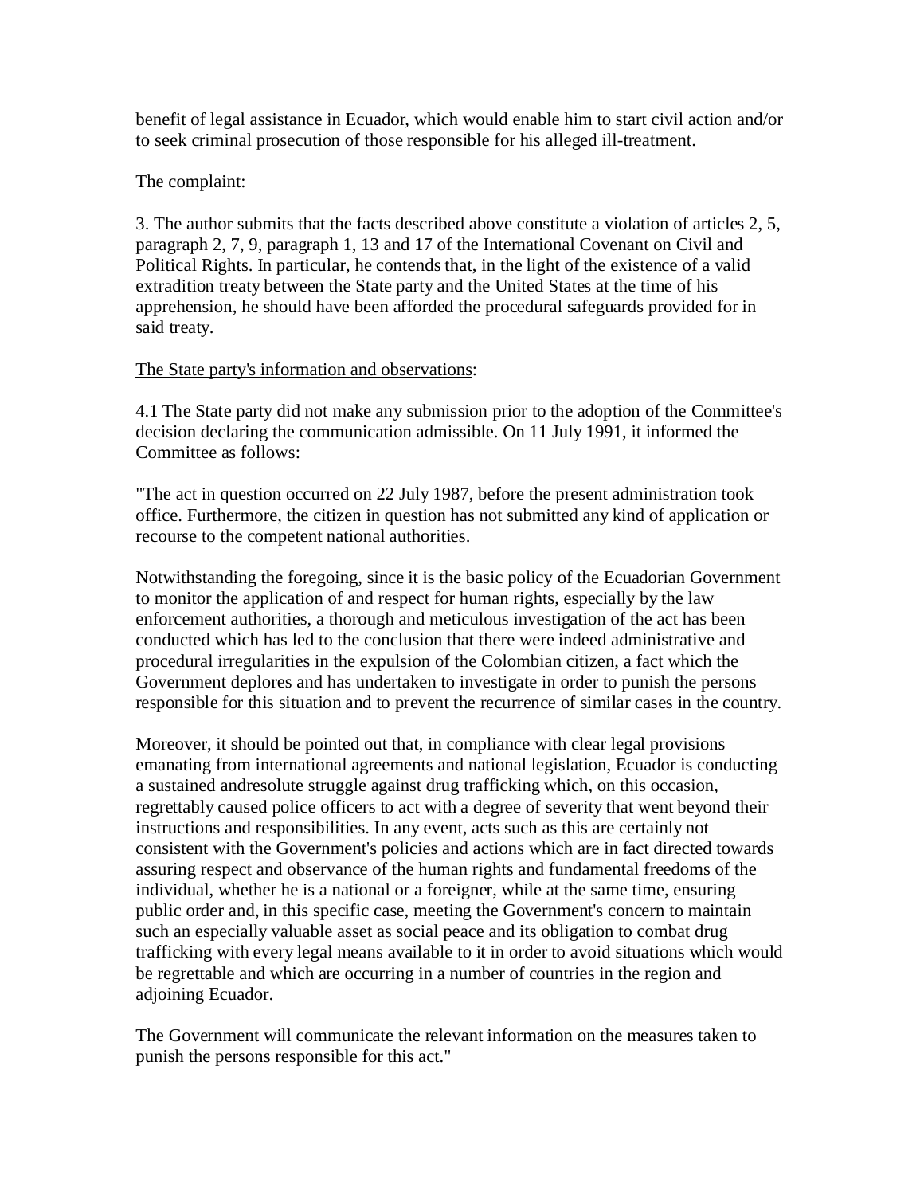benefit of legal assistance in Ecuador, which would enable him to start civil action and/or to seek criminal prosecution of those responsible for his alleged ill-treatment.

The complaint:

3. The author submits that the facts described above constitute a violation of articles 2, 5, paragraph 2, 7, 9, paragraph 1, 13 and 17 of the International Covenant on Civil and Political Rights. In particular, he contends that, in the light of the existence of a valid extradition treaty between the State party and the United States at the time of his apprehension, he should have been afforded the procedural safeguards provided for in said treaty.

The State party's information and observations:

4.1 The State party did not make any submission prior to the adoption of the Committee's decision declaring the communication admissible. On 11 July 1991, it informed the Committee as follows:

"The act in question occurred on 22 July 1987, before the present administration took office. Furthermore, the citizen in question has not submitted any kind of application or recourse to the competent national authorities.

Notwithstanding the foregoing, since it is the basic policy of the Ecuadorian Government to monitor the application of and respect for human rights, especially by the law enforcement authorities, a thorough and meticulous investigation of the act has been conducted which has led to the conclusion that there were indeed administrative and procedural irregularities in the expulsion of the Colombian citizen, a fact which the Government deplores and has undertaken to investigate in order to punish the persons responsible for this situation and to prevent the recurrence of similar cases in the country.

Moreover, it should be pointed out that, in compliance with clear legal provisions emanating from international agreements and national legislation, Ecuador is conducting a sustained andresolute struggle against drug trafficking which, on this occasion, regrettably caused police officers to act with a degree of severity that went beyond their instructions and responsibilities. In any event, acts such as this are certainly not consistent with the Government's policies and actions which are in fact directed towards assuring respect and observance of the human rights and fundamental freedoms of the individual, whether he is a national or a foreigner, while at the same time, ensuring public order and, in this specific case, meeting the Government's concern to maintain such an especially valuable asset as social peace and its obligation to combat drug trafficking with every legal means available to it in order to avoid situations which would be regrettable and which are occurring in a number of countries in the region and adjoining Ecuador.

The Government will communicate the relevant information on the measures taken to punish the persons responsible for this act."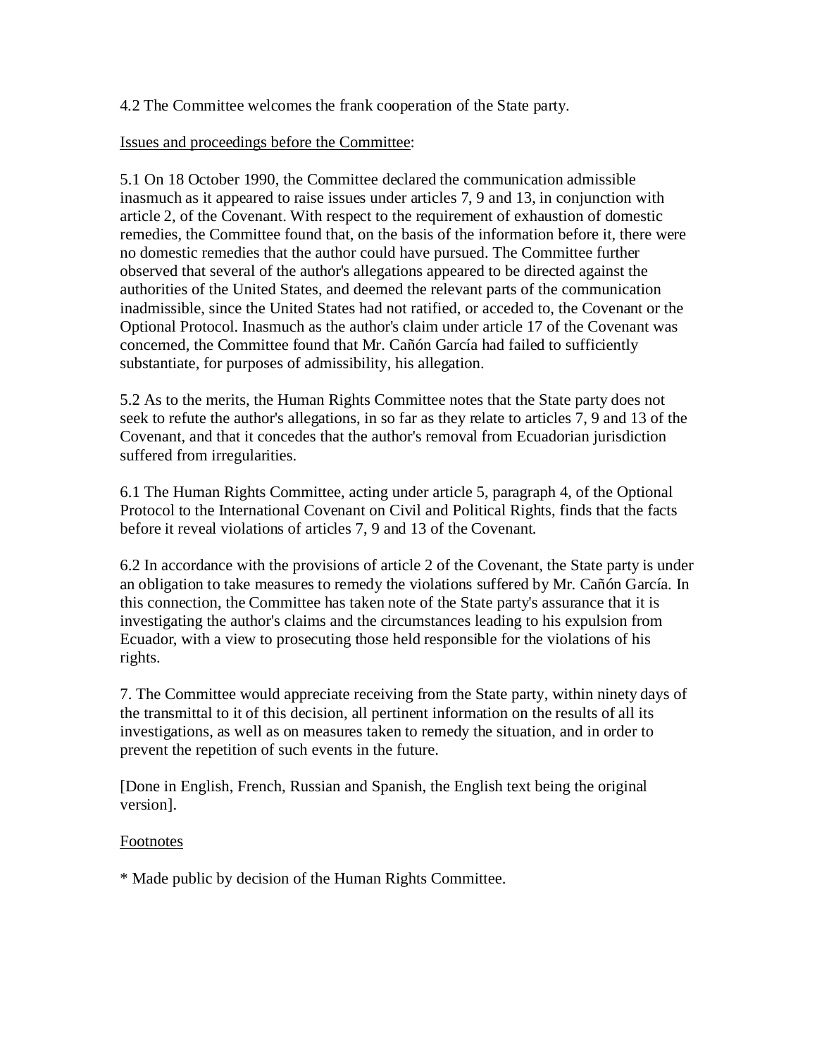4.2 The Committee welcomes the frank cooperation of the State party.

Issues and proceedings before the Committee:

5.1 On 18 October 1990, the Committee declared the communication admissible inasmuch as it appeared to raise issues under articles 7, 9 and 13, in conjunction with article 2, of the Covenant. With respect to the requirement of exhaustion of domestic remedies, the Committee found that, on the basis of the information before it, there were no domestic remedies that the author could have pursued. The Committee further observed that several of the author's allegations appeared to be directed against the authorities of the United States, and deemed the relevant parts of the communication inadmissible, since the United States had not ratified, or acceded to, the Covenant or the Optional Protocol. Inasmuch as the author's claim under article 17 of the Covenant was concerned, the Committee found that Mr. Cañón García had failed to sufficiently substantiate, for purposes of admissibility, his allegation.

5.2 As to the merits, the Human Rights Committee notes that the State party does not seek to refute the author's allegations, in so far as they relate to articles 7, 9 and 13 of the Covenant, and that it concedes that the author's removal from Ecuadorian jurisdiction suffered from irregularities.

6.1 The Human Rights Committee, acting under article 5, paragraph 4, of the Optional Protocol to the International Covenant on Civil and Political Rights, finds that the facts before it reveal violations of articles 7, 9 and 13 of the Covenant.

6.2 In accordance with the provisions of article 2 of the Covenant, the State party is under an obligation to take measures to remedy the violations suffered by Mr. Cañón García. In this connection, the Committee has taken note of the State party's assurance that it is investigating the author's claims and the circumstances leading to his expulsion from Ecuador, with a view to prosecuting those held responsible for the violations of his rights.

7. The Committee would appreciate receiving from the State party, within ninety days of the transmittal to it of this decision, all pertinent information on the results of all its investigations, as well as on measures taken to remedy the situation, and in order to prevent the repetition of such events in the future.

[Done in English, French, Russian and Spanish, the English text being the original version].

Footnotes

* Made public by decision of the Human Rights Committee.